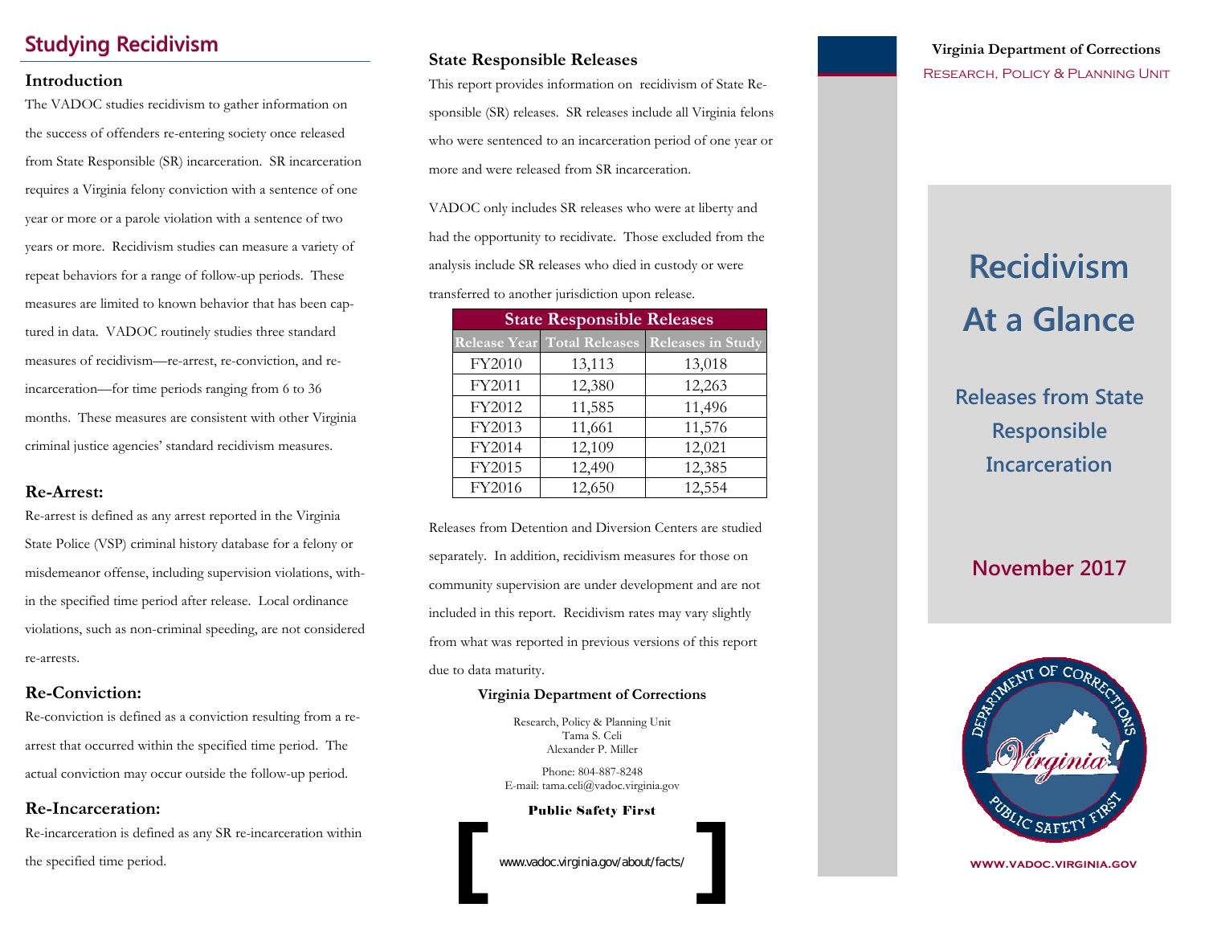## Studying Recidivism

### Introduction

The VADOC studies recidivism to gather information on the success of offenders re-entering society once released from State Responsible (SR) incarceration. SR incarceration requires a Virginia felony conviction with a sentence of one year or more or a parole violation with a sentence of two years or more. Recidivism studies can measure a variety of repeat behaviors for a range of follow-up periods. These measures are limited to known behavior that has been captured in data. VADOC routinely studies three standard measures of recidivism—re-arrest, re-conviction, and re-incarceration—for time periods ranging from 6 to 36 months. These measures are consistent with other Virginia criminal justice agencies' standard recidivism measures.

### Re-Arrest:

Re-arrest is defined as any arrest reported in the Virginia State Police (VSP) criminal history database for a felony or misdemeanor offense, including supervision violations, within the specified time period after release. Local ordinance violations, such as non-criminal speeding, are not considered re-arrests.

### Re-Conviction:

Re-conviction is defined as a conviction resulting from a re-arrest that occurred within the specified time period. The actual conviction may occur outside the follow-up period.

### Re-Incarceration:

Re-incarceration is defined as any SR re-incarceration within the specified time period.

### State Responsible Releases

This report provides information on recidivism of State Responsible (SR) releases. SR releases include all Virginia felons who were sentenced to an incarceration period of one year or more and were released from SR incarceration.

VADOC only includes SR releases who were at liberty and had the opportunity to recidivate. Those excluded from the analysis include SR releases who died in custody or were transferred to another jurisdiction upon release.

| State Responsible Releases | | |
|---|---|---|
| Release Year | Total Releases | Releases in Study |
| FY2010 | 13,113 | 13,018 |
| FY2011 | 12,380 | 12,263 |
| FY2012 | 11,585 | 11,496 |
| FY2013 | 11,661 | 11,576 |
| FY2014 | 12,109 | 12,021 |
| FY2015 | 12,490 | 12,385 |
| FY2016 | 12,650 | 12,554 |

Releases from Detention and Diversion Centers are studied separately. In addition, recidivism measures for those on community supervision are under development and are not included in this report. Recidivism rates may vary slightly from what was reported in previous versions of this report due to data maturity.

**Virginia Department of Corrections**

Research, Policy & Planning Unit
Tama S. Celi
Alexander P. Miller

Phone: 804-887-8248
E-mail: tama.celi@vadoc.virginia.gov

**Public Safety First**

www.vadoc.virginia.gov/about/facts/

**Virginia Department of Corrections**

Research, Policy & Planning Unit

# Recidivism At a Glance

## Releases from State Responsible Incarceration

## November 2017

www.vadoc.virginia.gov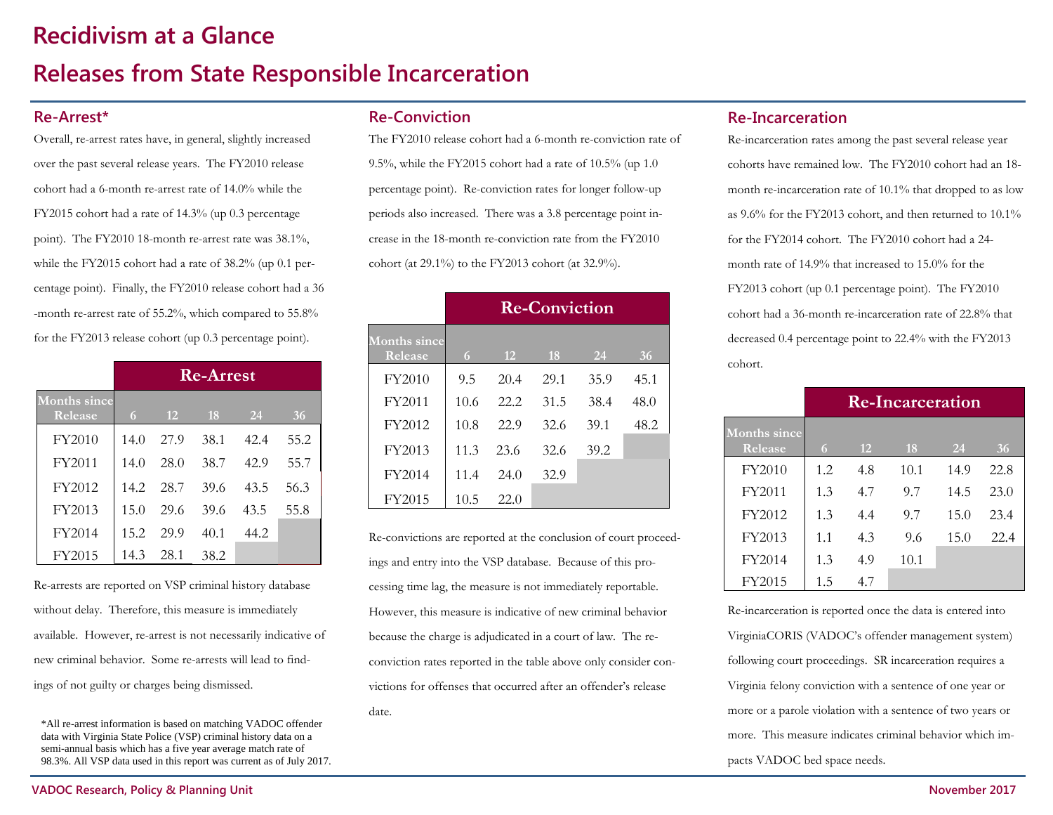# Recidivism at a Glance

# Releases from State Responsible Incarceration

## Re-Arrest*

Overall, re-arrest rates have, in general, slightly increased over the past several release years. The FY2010 release cohort had a 6-month re-arrest rate of 14.0% while the FY2015 cohort had a rate of 14.3% (up 0.3 percentage point). The FY2010 18-month re-arrest rate was 38.1%, while the FY2015 cohort had a rate of 38.2% (up 0.1 percentage point). Finally, the FY2010 release cohort had a 36-month re-arrest rate of 55.2%, which compared to 55.8% for the FY2013 release cohort (up 0.3 percentage point).

| | Re-Arrest | | | | |
|---|---|---|---|---|---|
| Months since Release | 6 | 12 | 18 | 24 | 36 |
| FY2010 | 14.0 | 27.9 | 38.1 | 42.4 | 55.2 |
| FY2011 | 14.0 | 28.0 | 38.7 | 42.9 | 55.7 |
| FY2012 | 14.2 | 28.7 | 39.6 | 43.5 | 56.3 |
| FY2013 | 15.0 | 29.6 | 39.6 | 43.5 | 55.8 |
| FY2014 | 15.2 | 29.9 | 40.1 | 44.2 | |
| FY2015 | 14.3 | 28.1 | 38.2 | | |

Re-arrests are reported on VSP criminal history database without delay. Therefore, this measure is immediately available. However, re-arrest is not necessarily indicative of new criminal behavior. Some re-arrests will lead to findings of not guilty or charges being dismissed.

*All re-arrest information is based on matching VADOC offender data with Virginia State Police (VSP) criminal history data on a semi-annual basis which has a five year average match rate of 98.3%. All VSP data used in this report was current as of July 2017.

## Re-Conviction

The FY2010 release cohort had a 6-month re-conviction rate of 9.5%, while the FY2015 cohort had a rate of 10.5% (up 1.0 percentage point). Re-conviction rates for longer follow-up periods also increased. There was a 3.8 percentage point increase in the 18-month re-conviction rate from the FY2010 cohort (at 29.1%) to the FY2013 cohort (at 32.9%).

| | Re-Conviction | | | | |
|---|---|---|---|---|---|
| Months since Release | 6 | 12 | 18 | 24 | 36 |
| FY2010 | 9.5 | 20.4 | 29.1 | 35.9 | 45.1 |
| FY2011 | 10.6 | 22.2 | 31.5 | 38.4 | 48.0 |
| FY2012 | 10.8 | 22.9 | 32.6 | 39.1 | 48.2 |
| FY2013 | 11.3 | 23.6 | 32.6 | 39.2 | |
| FY2014 | 11.4 | 24.0 | 32.9 | | |
| FY2015 | 10.5 | 22.0 | | | |

Re-convictions are reported at the conclusion of court proceedings and entry into the VSP database. Because of this processing time lag, the measure is not immediately reportable. However, this measure is indicative of new criminal behavior because the charge is adjudicated in a court of law. The re-conviction rates reported in the table above only consider convictions for offenses that occurred after an offender's release date.

## Re-Incarceration

Re-incarceration rates among the past several release year cohorts have remained low. The FY2010 cohort had an 18-month re-incarceration rate of 10.1% that dropped to as low as 9.6% for the FY2013 cohort, and then returned to 10.1% for the FY2014 cohort. The FY2010 cohort had a 24-month rate of 14.9% that increased to 15.0% for the FY2013 cohort (up 0.1 percentage point). The FY2010 cohort had a 36-month re-incarceration rate of 22.8% that decreased 0.4 percentage point to 22.4% with the FY2013 cohort.

| | Re-Incarceration | | | | |
|---|---|---|---|---|---|
| Months since Release | 6 | 12 | 18 | 24 | 36 |
| FY2010 | 1.2 | 4.8 | 10.1 | 14.9 | 22.8 |
| FY2011 | 1.3 | 4.7 | 9.7 | 14.5 | 23.0 |
| FY2012 | 1.3 | 4.4 | 9.7 | 15.0 | 23.4 |
| FY2013 | 1.1 | 4.3 | 9.6 | 15.0 | 22.4 |
| FY2014 | 1.3 | 4.9 | 10.1 | | |
| FY2015 | 1.5 | 4.7 | | | |

Re-incarceration is reported once the data is entered into VirginiaCORIS (VADOC's offender management system) following court proceedings. SR incarceration requires a Virginia felony conviction with a sentence of one year or more or a parole violation with a sentence of two years or more. This measure indicates criminal behavior which impacts VADOC bed space needs.